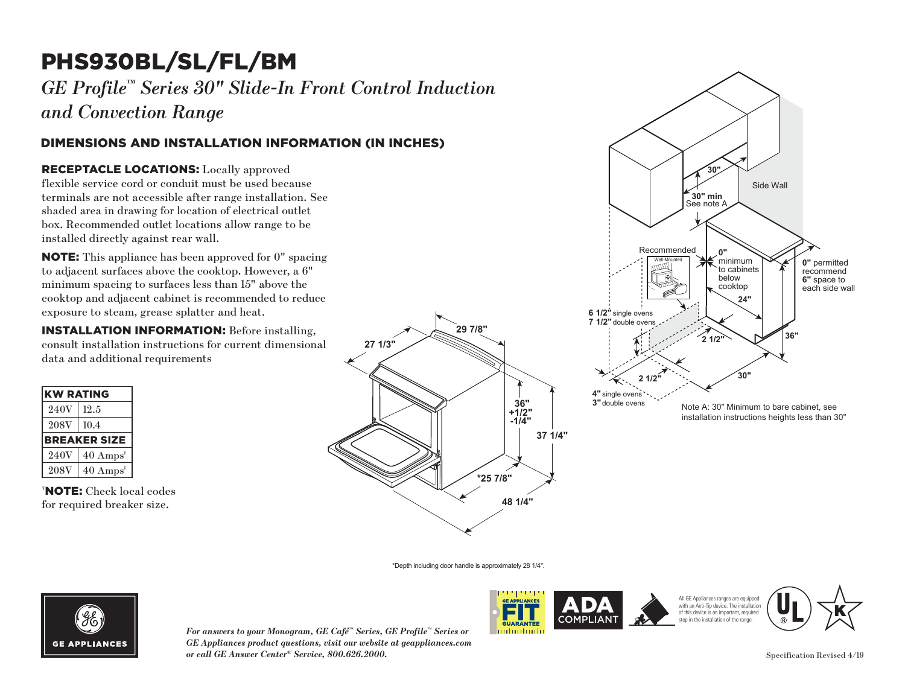# PHS930BL/SL/FL/BM

*GE Profile™ Series 30" Slide-In Front Control Induction and Convection Range*

## DIMENSIONS AND INSTALLATION INFORMATION (IN INCHES)

**RECEPTACLE LOCATIONS:** Locally approved flexible service cord or conduit must be used because terminals are not accessible after range installation. See shaded area in drawing for location of electrical outlet box. Recommended outlet locations allow range to be installed directly against rear wall.

**NOTE:** This appliance has been approved for 0" spacing to adjacent surfaces above the cooktop. However, a 6" minimum spacing to surfaces less than 15" above the cooktop and adjacent cabinet is recommended to reduce exposure to steam, grease splatter and heat.

**INSTALLATION INFORMATION:** Before installing, consult installation instructions for current dimensional data and additional requirements

| KW RATING | |
|---|---|
| 240V | 12.5 |
| 208V | 10.4 |
| **BREAKER SIZE** | |
| 240V | 40 Amps[†] |
| 208V | 40 Amps[†] |

[†]**NOTE:** Check local codes for required breaker size.

27 1/3"
29 7/8"
36" +1/2" -1/4"
37 1/4"
*25 7/8"
48 1/4"

30"
30" min
See note A
Side Wall
Recommended
Wall-Mounted
0" minimum to cabinets below cooktop
0" permitted recommend 6" space to each side wall
24"
6 1/2" single ovens
7 1/2" double ovens
2 1/2"
36"
2 1/2"
30"
4" single ovens
3" double ovens

Note A: 30" Minimum to bare cabinet, see installation instructions heights less than 30"

*Depth including door handle is approximately 28 1/4".

*For answers to your Monogram, GE Café™ Series, GE Profile™ Series or GE Appliances product questions, visit our website at geappliances.com or call GE Answer Center® Service, 800.626.2000.*

GE APPLIANCES FIT GUARANTEE

ADA COMPLIANT

All GE Appliances ranges are equipped with an Anti-Tip device. The installation of this device is an important, required step in the installation of the range.

Specification Revised 4/19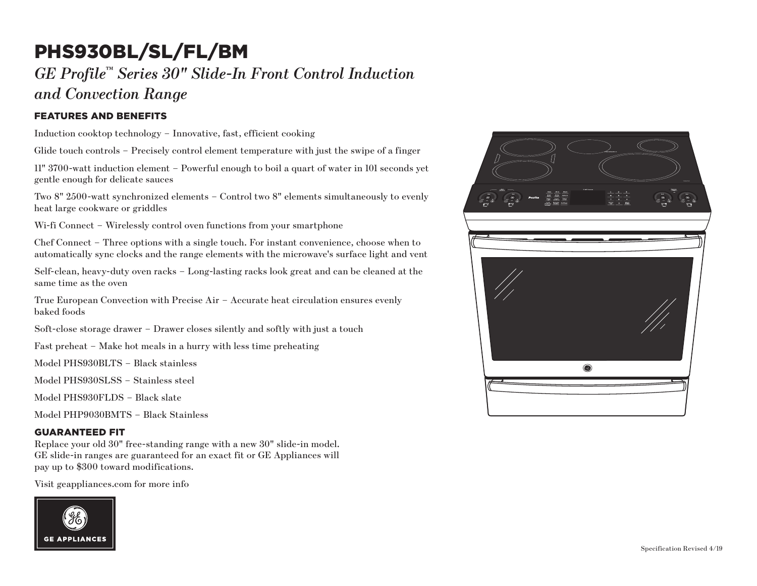# PHS930BL/SL/FL/BM

*GE Profile™ Series 30" Slide-In Front Control Induction and Convection Range*

## FEATURES AND BENEFITS

Induction cooktop technology – Innovative, fast, efficient cooking

Glide touch controls – Precisely control element temperature with just the swipe of a finger

11" 3700-watt induction element – Powerful enough to boil a quart of water in 101 seconds yet gentle enough for delicate sauces

Two 8" 2500-watt synchronized elements – Control two 8" elements simultaneously to evenly heat large cookware or griddles

Wi-fi Connect – Wirelessly control oven functions from your smartphone

Chef Connect – Three options with a single touch. For instant convenience, choose when to automatically sync clocks and the range elements with the microwave's surface light and vent

Self-clean, heavy-duty oven racks – Long-lasting racks look great and can be cleaned at the same time as the oven

True European Convection with Precise Air – Accurate heat circulation ensures evenly baked foods

Soft-close storage drawer – Drawer closes silently and softly with just a touch

Fast preheat – Make hot meals in a hurry with less time preheating

Model PHS930BLTS – Black stainless

Model PHS930SLSS – Stainless steel

Model PHS930FLDS – Black slate

Model PHP9030BMTS – Black Stainless

## GUARANTEED FIT

Replace your old 30" free-standing range with a new 30" slide-in model. GE slide-in ranges are guaranteed for an exact fit or GE Appliances will pay up to $300 toward modifications.

Visit geappliances.com for more info

GE APPLIANCES

Specification Revised 4/19